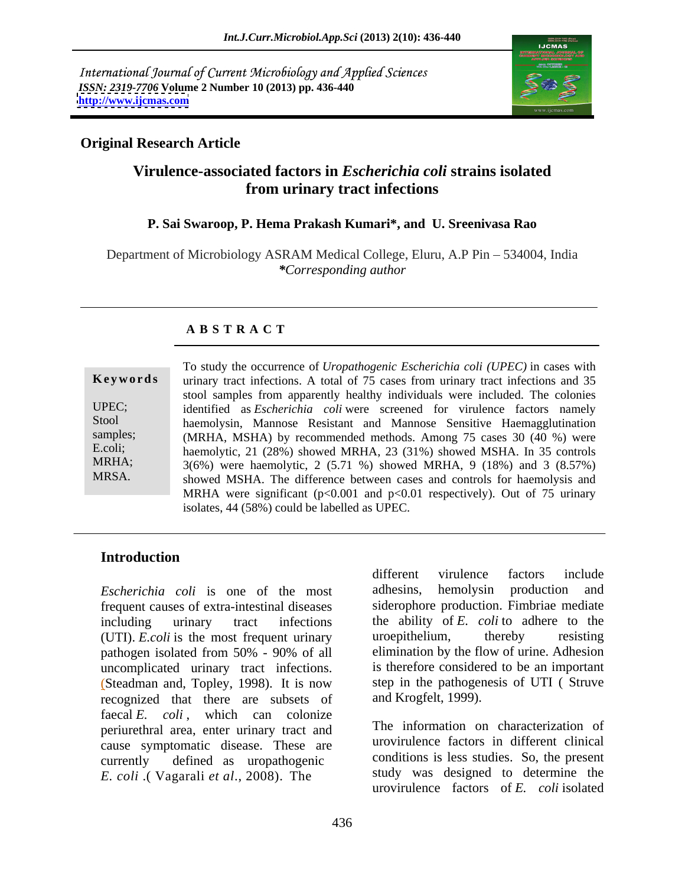International Journal of Current Microbiology and Applied Sciences
*ISSN: 2319-7706* **Volume 2 Number 10 (2013) pp. 436-440**
**http://www.ijcmas.com**

**Original Research Article**

# Virulence-associated factors in *Escherichia coli* strains isolated from urinary tract infections

**P. Sai Swaroop, P. Hema Prakash Kumari\*, and U. Sreenivasa Rao**

Department of Microbiology ASRAM Medical College, Eluru, A.P Pin – 534004, India
***Corresponding author***

## A B S T R A C T

**Keywords**

UPEC; Stool samples; E.coli; MRHA; MRSA.

To study the occurrence of *Uropathogenic Escherichia coli (UPEC)* in cases with urinary tract infections. A total of 75 cases from urinary tract infections and 35 stool samples from apparently healthy individuals were included. The colonies identified as *Escherichia coli* were screened for virulence factors namely haemolysin, Mannose Resistant and Mannose Sensitive Haemagglutination (MRHA, MSHA) by recommended methods. Among 75 cases 30 (40 %) were haemolytic, 21 (28%) showed MRHA, 23 (31%) showed MSHA. In 35 controls 3(6%) were haemolytic, 2 (5.71 %) showed MRHA, 9 (18%) and 3 (8.57%) showed MSHA. The difference between cases and controls for haemolysis and MRHA were significant ($p<0.001$ and $p<0.01$ respectively). Out of 75 urinary isolates, 44 (58%) could be labelled as UPEC.

## Introduction

*Escherichia coli* is one of the most frequent causes of extra-intestinal diseases including urinary tract infections (UTI). *E.coli* is the most frequent urinary pathogen isolated from 50% - 90% of all uncomplicated urinary tract infections. (Steadman and, Topley, 1998). It is now recognized that there are subsets of faecal *E. coli* , which can colonize periurethral area, enter urinary tract and cause symptomatic disease. These are currently defined as uropathogenic *E. coli* .( Vagarali *et al*., 2008). The different virulence factors include adhesins, hemolysin production and siderophore production. Fimbriae mediate the ability of *E. coli* to adhere to the uroepithelium, thereby resisting elimination by the flow of urine. Adhesion is therefore considered to be an important step in the pathogenesis of UTI ( Struve and Krogfelt, 1999).

The information on characterization of urovirulence factors in different clinical conditions is less studies. So, the present study was designed to determine the urovirulence factors of *E. coli* isolated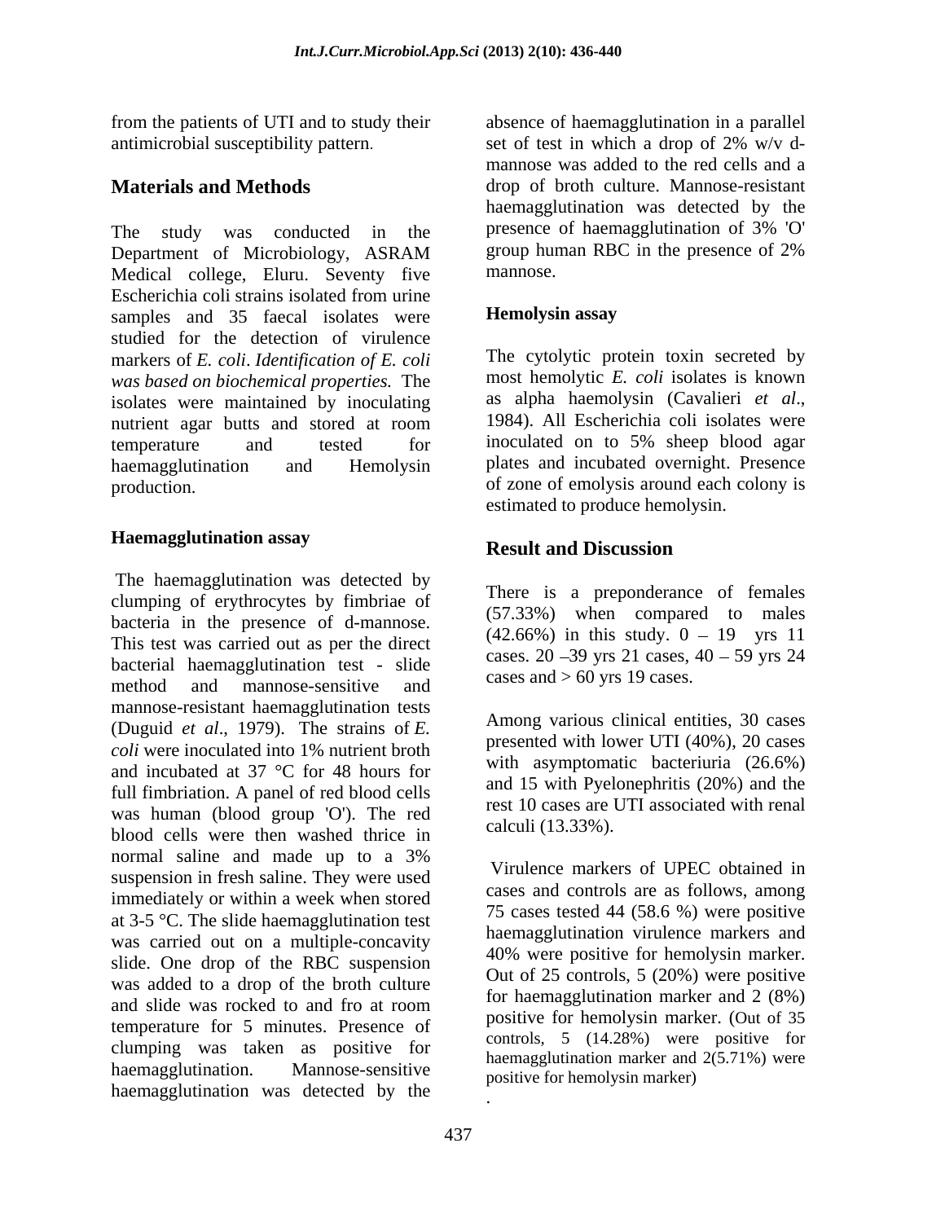from the patients of UTI and to study their antimicrobial susceptibility pattern.

## Materials and Methods

The study was conducted in the Department of Microbiology, ASRAM Medical college, Eluru. Seventy five Escherichia coli strains isolated from urine samples and 35 faecal isolates were studied for the detection of virulence markers of *E. coli*. *Identification of E. coli was based on biochemical properties.* The isolates were maintained by inoculating nutrient agar butts and stored at room temperature and tested for haemagglutination and Hemolysin production.

### Haemagglutination assay

The haemagglutination was detected by clumping of erythrocytes by fimbriae of bacteria in the presence of d-mannose. This test was carried out as per the direct bacterial haemagglutination test - slide method and mannose-sensitive and mannose-resistant haemagglutination tests (Duguid *et al*., 1979). The strains of *E. coli* were inoculated into 1% nutrient broth and incubated at 37 °C for 48 hours for full fimbriation. A panel of red blood cells was human (blood group 'O'). The red blood cells were then washed thrice in normal saline and made up to a 3% suspension in fresh saline. They were used immediately or within a week when stored at 3-5 °C. The slide haemagglutination test was carried out on a multiple-concavity slide. One drop of the RBC suspension was added to a drop of the broth culture and slide was rocked to and fro at room temperature for 5 minutes. Presence of clumping was taken as positive for haemagglutination. Mannose-sensitive haemagglutination was detected by the absence of haemagglutination in a parallel set of test in which a drop of 2% w/v d-mannose was added to the red cells and a drop of broth culture. Mannose-resistant haemagglutination was detected by the presence of haemagglutination of 3% 'O' group human RBC in the presence of 2% mannose.

### Hemolysin assay

The cytolytic protein toxin secreted by most hemolytic *E. coli* isolates is known as alpha haemolysin (Cavalieri *et al*., 1984). All Escherichia coli isolates were inoculated on to 5% sheep blood agar plates and incubated overnight. Presence of zone of emolysis around each colony is estimated to produce hemolysin.

## Result and Discussion

There is a preponderance of females (57.33%) when compared to males (42.66%) in this study. 0 – 19 yrs 11 cases. 20 –39 yrs 21 cases, 40 – 59 yrs 24 cases and > 60 yrs 19 cases.

Among various clinical entities, 30 cases presented with lower UTI (40%), 20 cases with asymptomatic bacteriuria (26.6%) and 15 with Pyelonephritis (20%) and the rest 10 cases are UTI associated with renal calculi (13.33%).

Virulence markers of UPEC obtained in cases and controls are as follows, among 75 cases tested 44 (58.6 %) were positive haemagglutination virulence markers and 40% were positive for hemolysin marker. Out of 25 controls, 5 (20%) were positive for haemagglutination marker and 2 (8%) positive for hemolysin marker. (Out of 35 controls, 5 (14.28%) were positive for haemagglutination marker and 2(5.71%) were positive for hemolysin marker)

.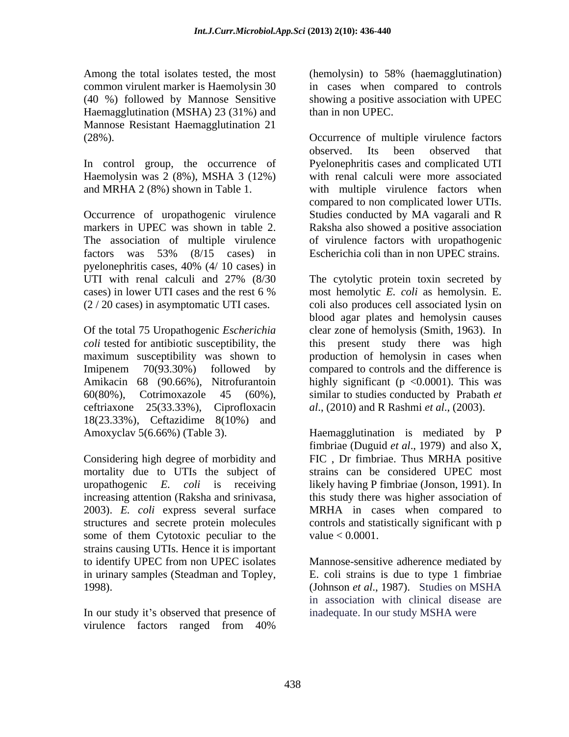Among the total isolates tested, the most common virulent marker is Haemolysin 30 (40 %) followed by Mannose Sensitive Haemagglutination (MSHA) 23 (31%) and Mannose Resistant Haemagglutination 21 (28%).

In control group, the occurrence of Haemolysin was 2 (8%), MSHA 3 (12%) and MRHA 2 (8%) shown in Table 1.

Occurrence of uropathogenic virulence markers in UPEC was shown in table 2. The association of multiple virulence factors was 53% (8/15 cases) in pyelonephritis cases, 40% (4/ 10 cases) in UTI with renal calculi and 27% (8/30 cases) in lower UTI cases and the rest 6 % (2 / 20 cases) in asymptomatic UTI cases.

Of the total 75 Uropathogenic *Escherichia coli* tested for antibiotic susceptibility, the maximum susceptibility was shown to Imipenem 70(93.30%) followed by Amikacin 68 (90.66%), Nitrofurantoin 60(80%), Cotrimoxazole 45 (60%), ceftriaxone 25(33.33%), Ciprofloxacin 18(23.33%), Ceftazidime 8(10%) and Amoxyclav 5(6.66%) (Table 3).

Considering high degree of morbidity and mortality due to UTIs the subject of uropathogenic *E. coli* is receiving increasing attention (Raksha and srinivasa, 2003). *E. coli* express several surface structures and secrete protein molecules some of them Cytotoxic peculiar to the strains causing UTIs. Hence it is important to identify UPEC from non UPEC isolates in urinary samples (Steadman and Topley, 1998).

In our study it's observed that presence of virulence factors ranged from 40% (hemolysin) to 58% (haemagglutination) in cases when compared to controls showing a positive association with UPEC than in non UPEC.

Occurrence of multiple virulence factors observed. Its been observed that Pyelonephritis cases and complicated UTI with renal calculi were more associated with multiple virulence factors when compared to non complicated lower UTIs. Studies conducted by MA vagarali and R Raksha also showed a positive association of virulence factors with uropathogenic Escherichia coli than in non UPEC strains.

The cytolytic protein toxin secreted by most hemolytic *E. coli* as hemolysin. E. coli also produces cell associated lysin on blood agar plates and hemolysin causes clear zone of hemolysis (Smith, 1963). In this present study there was high production of hemolysin in cases when compared to controls and the difference is highly significant ($p < 0.0001$). This was similar to studies conducted by Prabath *et al*., (2010) and R Rashmi *et al*., (2003).

Haemagglutination is mediated by P fimbriae (Duguid *et al*., 1979) and also X, FIC , Dr fimbriae. Thus MRHA positive strains can be considered UPEC most likely having P fimbriae (Jonson, 1991). In this study there was higher association of MRHA in cases when compared to controls and statistically significant with p value < 0.0001.

Mannose-sensitive adherence mediated by E. coli strains is due to type 1 fimbriae (Johnson *et al*., 1987). Studies on MSHA in association with clinical disease are inadequate. In our study MSHA were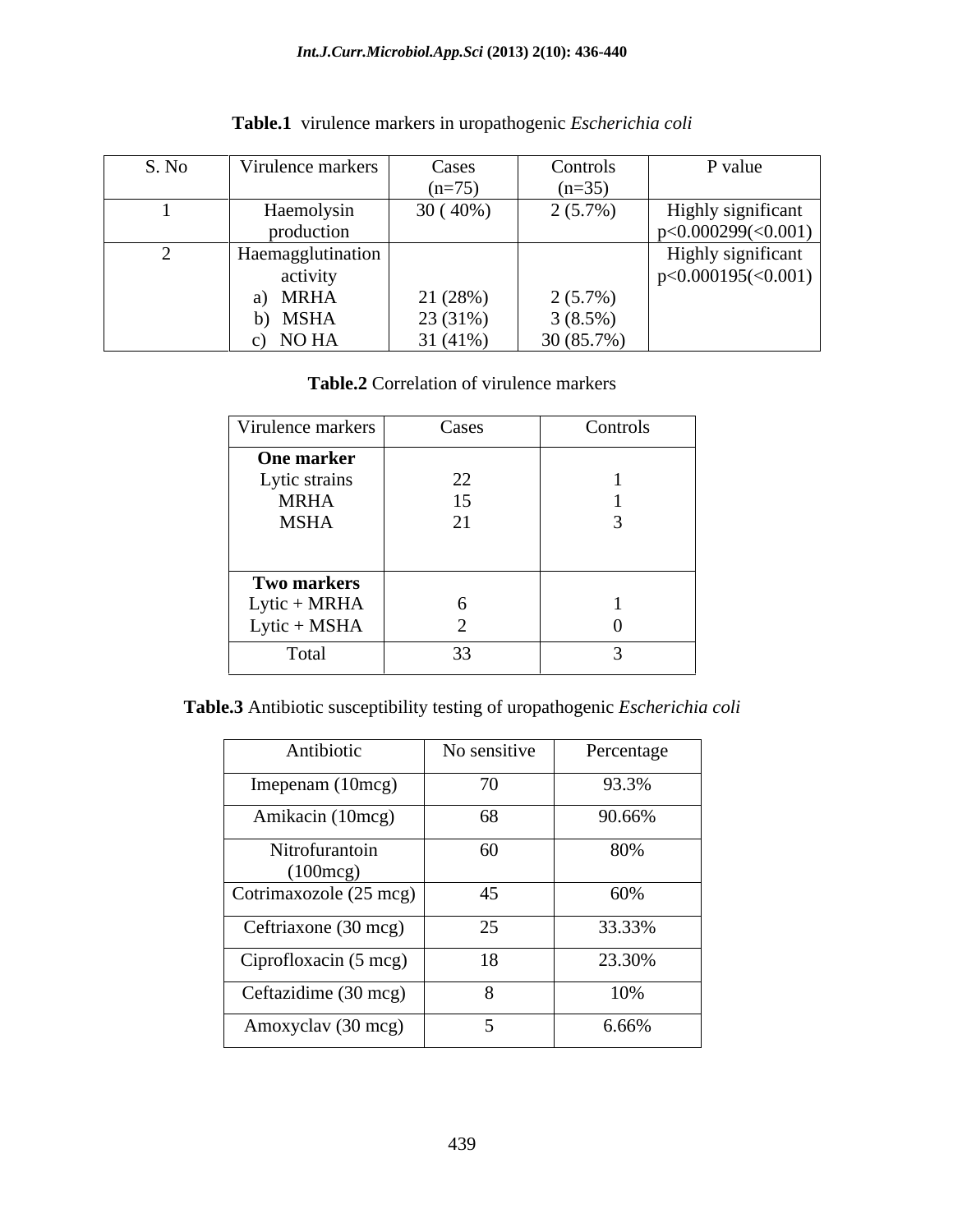**Table.1** virulence markers in uropathogenic *Escherichia coli*

| S. No | Virulence markers | Cases (n=75) | Controls (n=35) | P value |
|---|---|---|---|---|
| 1 | Haemolysin production | 30 ( 40%) | 2 (5.7%) | Highly significant p<0.000299(<0.001) |
| 2 | Haemagglutination activity | | | Highly significant p<0.000195(<0.001) |
| | a) MRHA | 21 (28%) | 2 (5.7%) | |
| | b) MSHA | 23 (31%) | 3 (8.5%) | |
| | c) NO HA | 31 (41%) | 30 (85.7%) | |

**Table.2** Correlation of virulence markers

| Virulence markers | Cases | Controls |
|---|---|---|
| **One marker** | | |
| Lytic strains | 22 | 1 |
| MRHA | 15 | 1 |
| MSHA | 21 | 3 |
| **Two markers** | | |
| Lytic + MRHA | 6 | 1 |
| Lytic + MSHA | 2 | 0 |
| Total | 33 | 3 |

**Table.3** Antibiotic susceptibility testing of uropathogenic *Escherichia coli*

| Antibiotic | No sensitive | Percentage |
|---|---|---|
| Imepenam (10mcg) | 70 | 93.3% |
| Amikacin (10mcg) | 68 | 90.66% |
| Nitrofurantoin (100mcg) | 60 | 80% |
| Cotrimaxozole (25 mcg) | 45 | 60% |
| Ceftriaxone (30 mcg) | 25 | 33.33% |
| Ciprofloxacin (5 mcg) | 18 | 23.30% |
| Ceftazidime (30 mcg) | 8 | 10% |
| Amoxyclav (30 mcg) | 5 | 6.66% |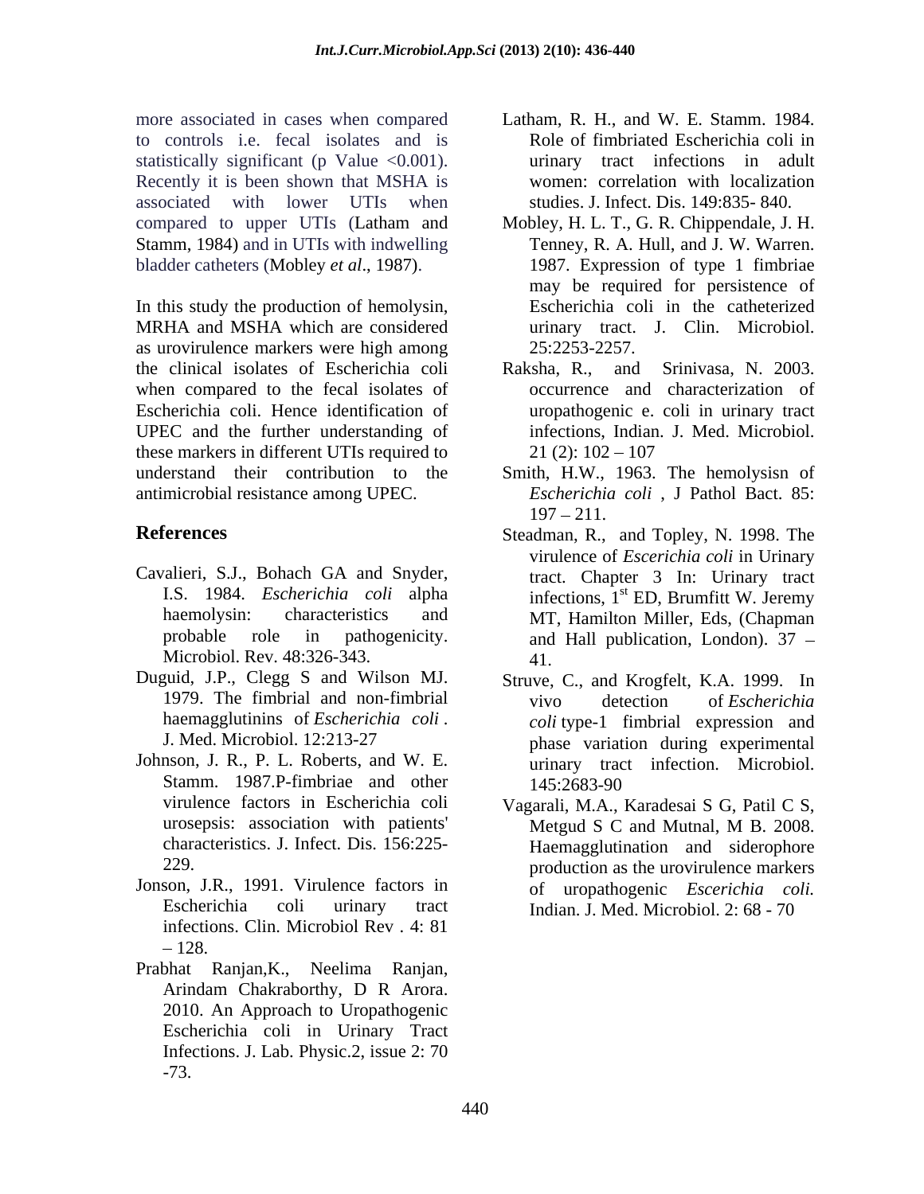more associated in cases when compared to controls i.e. fecal isolates and is statistically significant (p Value <0.001). Recently it is been shown that MSHA is associated with lower UTIs when compared to upper UTIs (Latham and Stamm, 1984) and in UTIs with indwelling bladder catheters (Mobley *et al*., 1987).

In this study the production of hemolysin, MRHA and MSHA which are considered as urovirulence markers were high among the clinical isolates of Escherichia coli when compared to the fecal isolates of Escherichia coli. Hence identification of UPEC and the further understanding of these markers in different UTIs required to understand their contribution to the antimicrobial resistance among UPEC.

## References

Cavalieri, S.J., Bohach GA and Snyder, I.S. 1984. *Escherichia coli* alpha haemolysin: characteristics and probable role in pathogenicity. Microbiol. Rev. 48:326-343.

Duguid, J.P., Clegg S and Wilson MJ. 1979. The fimbrial and non-fimbrial haemagglutinins of *Escherichia coli* . J. Med. Microbiol. 12:213-27

Johnson, J. R., P. L. Roberts, and W. E. Stamm. 1987.P-fimbriae and other virulence factors in Escherichia coli urosepsis: association with patients' characteristics. J. Infect. Dis. 156:225-229.

Jonson, J.R., 1991. Virulence factors in Escherichia coli urinary tract infections. Clin. Microbiol Rev . 4: 81 – 128.

Prabhat Ranjan,K., Neelima Ranjan, Arindam Chakraborthy, D R Arora. 2010. An Approach to Uropathogenic Escherichia coli in Urinary Tract Infections. J. Lab. Physic.2, issue 2: 70 -73.

Latham, R. H., and W. E. Stamm. 1984. Role of fimbriated Escherichia coli in urinary tract infections in adult women: correlation with localization studies. J. Infect. Dis. 149:835- 840.

Mobley, H. L. T., G. R. Chippendale, J. H. Tenney, R. A. Hull, and J. W. Warren. 1987. Expression of type 1 fimbriae may be required for persistence of Escherichia coli in the catheterized urinary tract. J. Clin. Microbiol. 25:2253-2257.

Raksha, R., and Srinivasa, N. 2003. occurrence and characterization of uropathogenic e. coli in urinary tract infections, Indian. J. Med. Microbiol. 21 (2): 102 – 107

Smith, H.W., 1963. The hemolysisn of *Escherichia coli* , J Pathol Bact. 85: 197 – 211.

Steadman, R., and Topley, N. 1998. The virulence of *Escerichia coli* in Urinary tract. Chapter 3 In: Urinary tract infections, 1st ED, Brumfitt W. Jeremy MT, Hamilton Miller, Eds, (Chapman and Hall publication, London). 37 – 41.

Struve, C., and Krogfelt, K.A. 1999. In vivo detection of *Escherichia coli* type-1 fimbrial expression and phase variation during experimental urinary tract infection. Microbiol. 145:2683-90

Vagarali, M.A., Karadesai S G, Patil C S, Metgud S C and Mutnal, M B. 2008. Haemagglutination and siderophore production as the urovirulence markers of uropathogenic *Escerichia coli.* Indian. J. Med. Microbiol. 2: 68 - 70